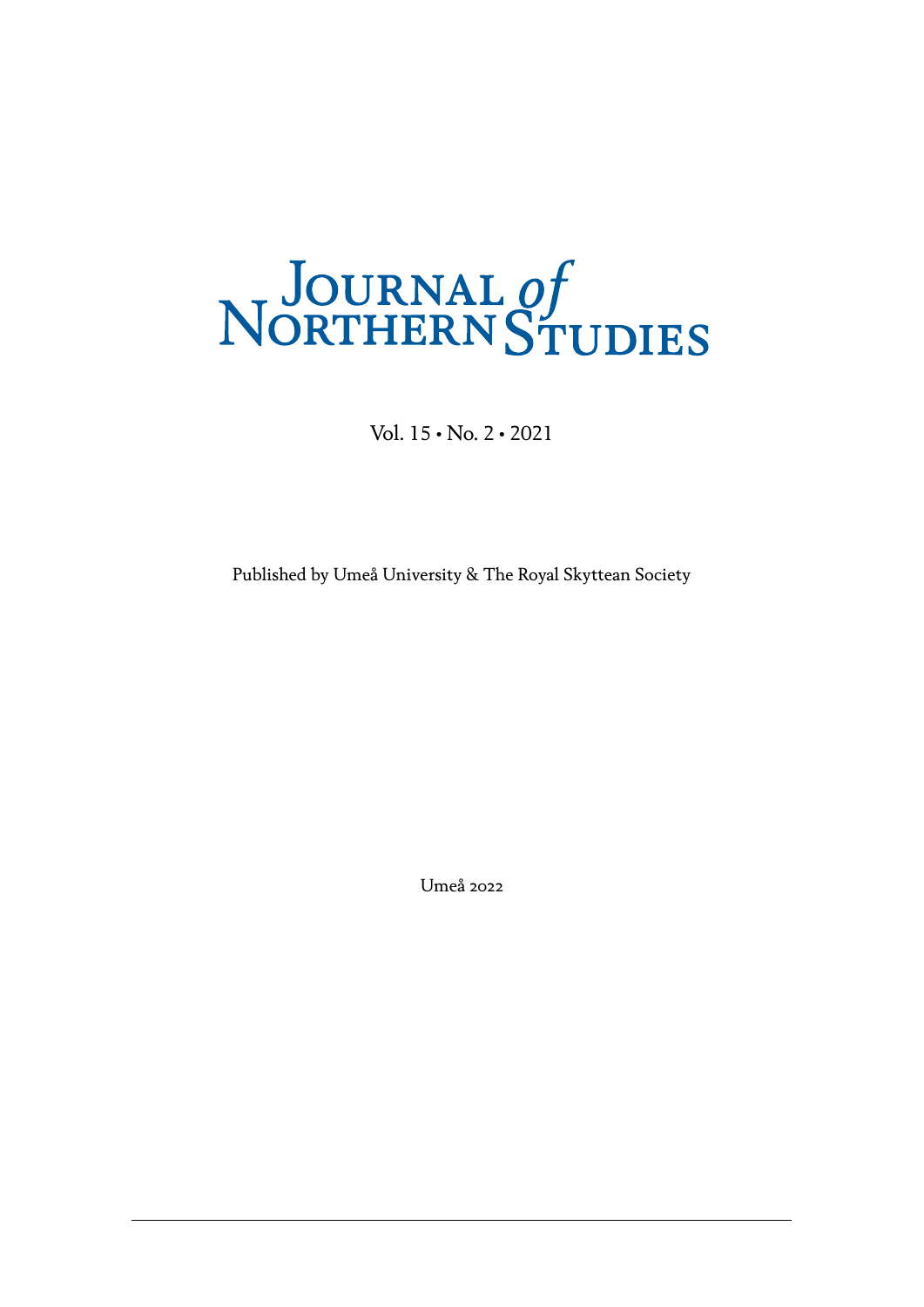# Journal of Northern Studies

Vol. 15 • No. 2 • 2021

Published by Umeå University & The Royal Skyttean Society

Umeå 2022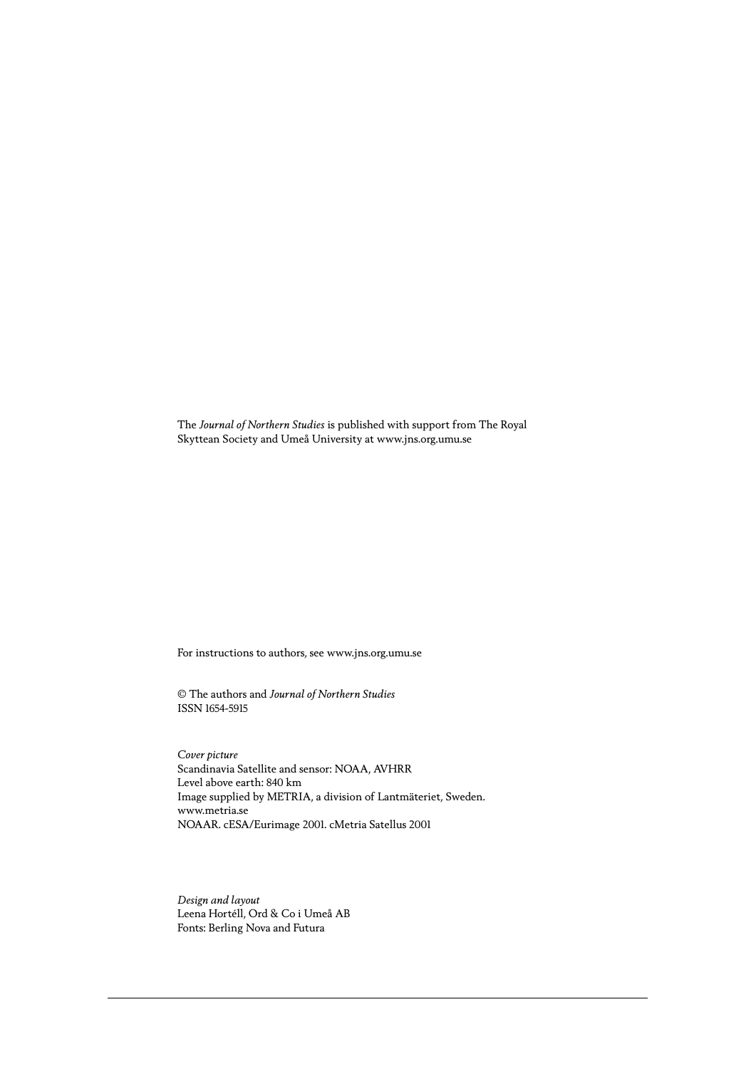The *Journal of Northern Studies* is published with support from The Royal Skyttean Society and Umeå University at www.jns.org.umu.se

For instructions to authors, see www.jns.org.umu.se

© The authors and *Journal of Northern Studies*
ISSN 1654-5915

*Cover picture*
Scandinavia Satellite and sensor: NOAA, AVHRR
Level above earth: 840 km
Image supplied by METRIA, a division of Lantmäteriet, Sweden.
www.metria.se
NOAAR. cESA/Eurimage 2001. cMetria Satellus 2001

*Design and layout*
Leena Hortéll, Ord & Co i Umeå AB
Fonts: Berling Nova and Futura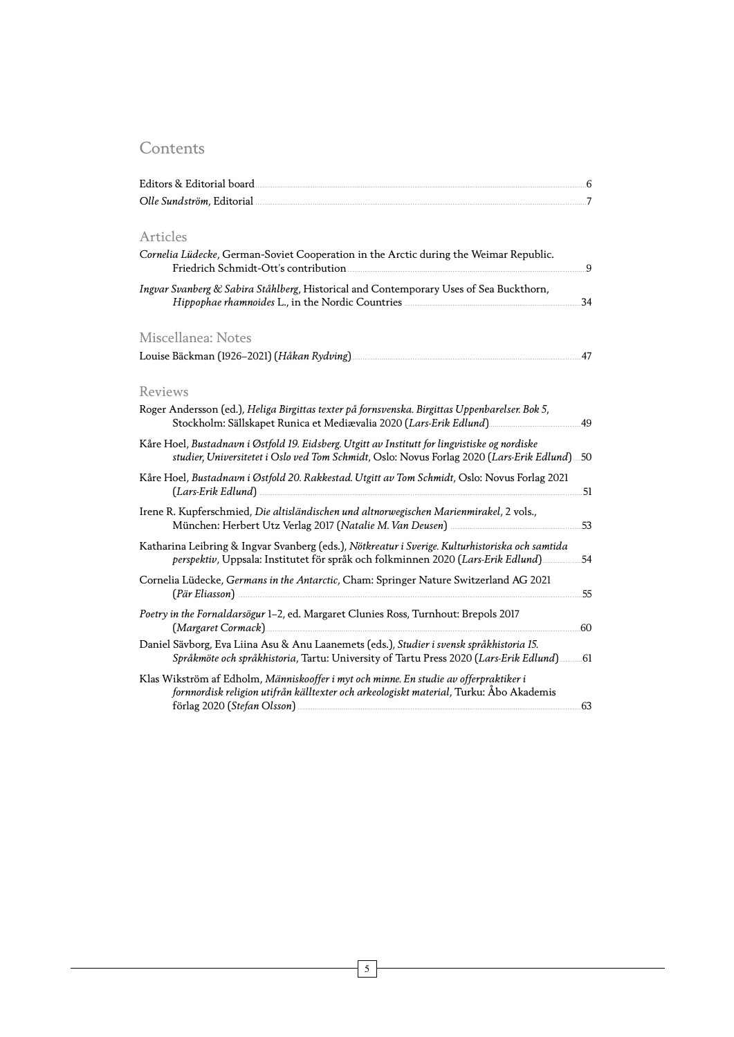# Contents

Editors & Editorial board 6

*Olle Sundström*, Editorial 7

## Articles

*Cornelia Lüdecke*, German-Soviet Cooperation in the Arctic during the Weimar Republic. Friedrich Schmidt-Ott's contribution 9

*Ingvar Svanberg & Sabira Ståhlberg*, Historical and Contemporary Uses of Sea Buckthorn, *Hippophae rhamnoides* L., in the Nordic Countries 34

## Miscellanea: Notes

Louise Bäckman (1926–2021) (*Håkan Rydving*) 47

## Reviews

Roger Andersson (ed.), *Heliga Birgittas texter på fornsvenska. Birgittas Uppenbarelser. Bok 5*, Stockholm: Sällskapet Runica et Mediævalia 2020 (*Lars-Erik Edlund*) 49

Kåre Hoel, *Bustadnavn i Østfold 19. Eidsberg. Utgitt av Institutt for lingvistiske og nordiske studier, Universitetet i Oslo ved Tom Schmidt*, Oslo: Novus Forlag 2020 (*Lars-Erik Edlund*) 50

Kåre Hoel, *Bustadnavn i Østfold 20. Rakkestad. Utgitt av Tom Schmidt*, Oslo: Novus Forlag 2021 (*Lars-Erik Edlund*) 51

Irene R. Kupferschmied, *Die altisländischen und altnorwegischen Marienmirakel*, 2 vols., München: Herbert Utz Verlag 2017 (*Natalie M. Van Deusen*) 53

Katharina Leibring & Ingvar Svanberg (eds.), *Nötkreatur i Sverige. Kulturhistoriska och samtida perspektiv*, Uppsala: Institutet för språk och folkminnen 2020 (*Lars-Erik Edlund*) 54

Cornelia Lüdecke, *Germans in the Antarctic*, Cham: Springer Nature Switzerland AG 2021 (*Pär Eliasson*) 55

*Poetry in the Fornaldarsögur* 1–2, ed. Margaret Clunies Ross, Turnhout: Brepols 2017 (*Margaret Cormack*) 60

Daniel Sävborg, Eva Liina Asu & Anu Laanemets (eds.), *Studier i svensk språkhistoria 15. Språkmöte och språkhistoria*, Tartu: University of Tartu Press 2020 (*Lars-Erik Edlund*) 61

Klas Wikström af Edholm, *Människooffer i myt och minne. En studie av offerpraktiker i fornnordisk religion utifrån källtexter och arkeologiskt material*, Turku: Åbo Akademis förlag 2020 (*Stefan Olsson*) 63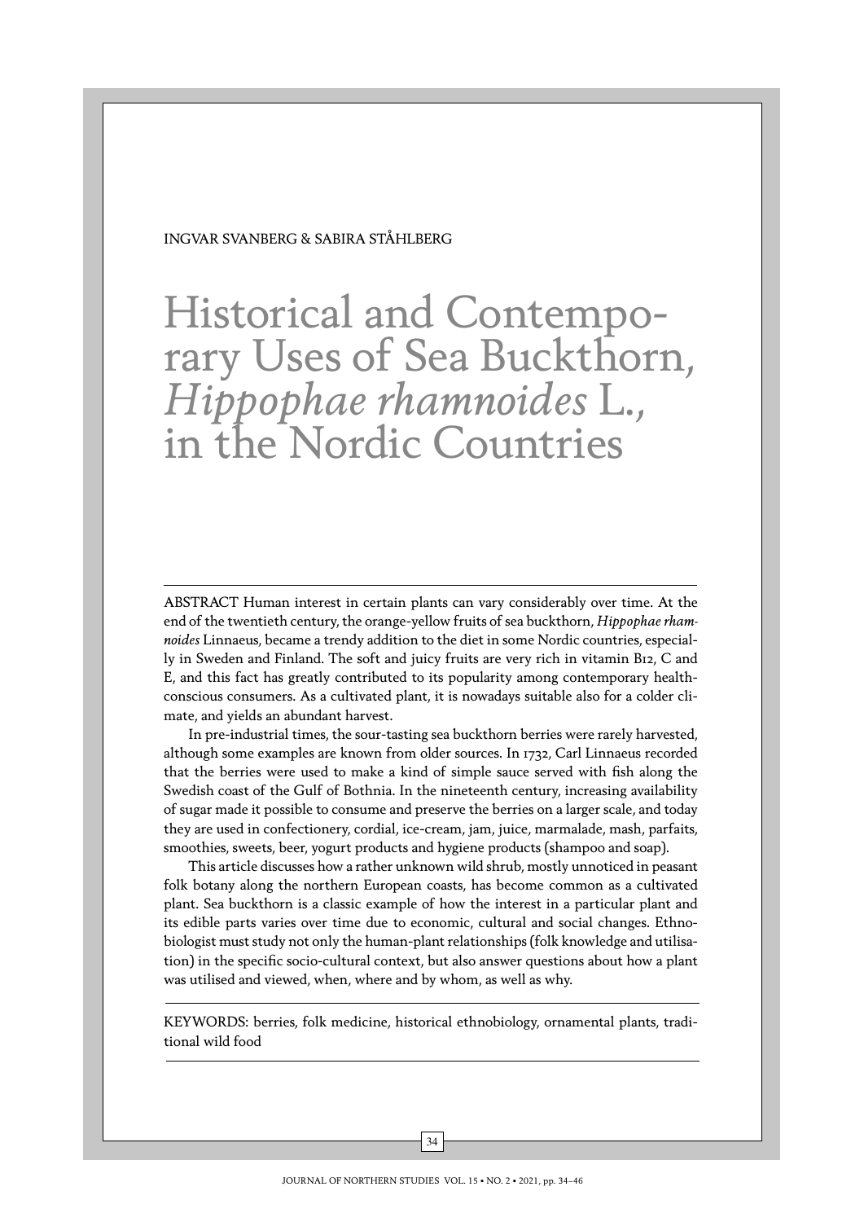INGVAR SVANBERG & SABIRA STÅHLBERG

# Historical and Contemporary Uses of Sea Buckthorn, *Hippophae rhamnoides* L., in the Nordic Countries

ABSTRACT Human interest in certain plants can vary considerably over time. At the end of the twentieth century, the orange-yellow fruits of sea buckthorn, *Hippophae rhamnoides* Linnaeus, became a trendy addition to the diet in some Nordic countries, especially in Sweden and Finland. The soft and juicy fruits are very rich in vitamin B12, C and E, and this fact has greatly contributed to its popularity among contemporary health-conscious consumers. As a cultivated plant, it is nowadays suitable also for a colder climate, and yields an abundant harvest.

In pre-industrial times, the sour-tasting sea buckthorn berries were rarely harvested, although some examples are known from older sources. In 1732, Carl Linnaeus recorded that the berries were used to make a kind of simple sauce served with fish along the Swedish coast of the Gulf of Bothnia. In the nineteenth century, increasing availability of sugar made it possible to consume and preserve the berries on a larger scale, and today they are used in confectionery, cordial, ice-cream, jam, juice, marmalade, mash, parfaits, smoothies, sweets, beer, yogurt products and hygiene products (shampoo and soap).

This article discusses how a rather unknown wild shrub, mostly unnoticed in peasant folk botany along the northern European coasts, has become common as a cultivated plant. Sea buckthorn is a classic example of how the interest in a particular plant and its edible parts varies over time due to economic, cultural and social changes. Ethnobiologist must study not only the human-plant relationships (folk knowledge and utilisation) in the specific socio-cultural context, but also answer questions about how a plant was utilised and viewed, when, where and by whom, as well as why.

KEYWORDS: berries, folk medicine, historical ethnobiology, ornamental plants, traditional wild food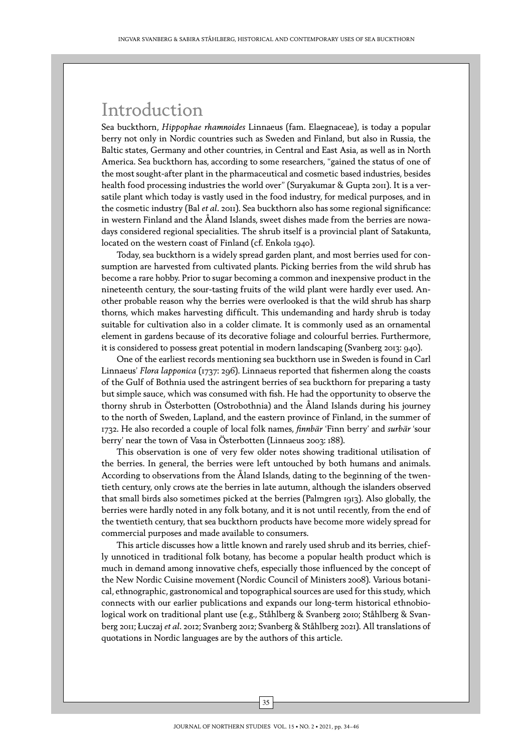# Introduction

Sea buckthorn, *Hippophae rhamnoides* Linnaeus (fam. Elaegnaceae), is today a popular berry not only in Nordic countries such as Sweden and Finland, but also in Russia, the Baltic states, Germany and other countries, in Central and East Asia, as well as in North America. Sea buckthorn has, according to some researchers, "gained the status of one of the most sought-after plant in the pharmaceutical and cosmetic based industries, besides health food processing industries the world over" (Suryakumar & Gupta 2011). It is a versatile plant which today is vastly used in the food industry, for medical purposes, and in the cosmetic industry (Bal *et al*. 2011). Sea buckthorn also has some regional significance: in western Finland and the Åland Islands, sweet dishes made from the berries are nowadays considered regional specialities. The shrub itself is a provincial plant of Satakunta, located on the western coast of Finland (cf. Enkola 1940).

Today, sea buckthorn is a widely spread garden plant, and most berries used for consumption are harvested from cultivated plants. Picking berries from the wild shrub has become a rare hobby. Prior to sugar becoming a common and inexpensive product in the nineteenth century, the sour-tasting fruits of the wild plant were hardly ever used. Another probable reason why the berries were overlooked is that the wild shrub has sharp thorns, which makes harvesting difficult. This undemanding and hardy shrub is today suitable for cultivation also in a colder climate. It is commonly used as an ornamental element in gardens because of its decorative foliage and colourful berries. Furthermore, it is considered to possess great potential in modern landscaping (Svanberg 2013: 940).

One of the earliest records mentioning sea buckthorn use in Sweden is found in Carl Linnaeus' *Flora lapponica* (1737: 296). Linnaeus reported that fishermen along the coasts of the Gulf of Bothnia used the astringent berries of sea buckthorn for preparing a tasty but simple sauce, which was consumed with fish. He had the opportunity to observe the thorny shrub in Österbotten (Ostrobothnia) and the Åland Islands during his journey to the north of Sweden, Lapland, and the eastern province of Finland, in the summer of 1732. He also recorded a couple of local folk names, *finnbär* 'Finn berry' and *surbär* 'sour berry' near the town of Vasa in Österbotten (Linnaeus 2003: 188).

This observation is one of very few older notes showing traditional utilisation of the berries. In general, the berries were left untouched by both humans and animals. According to observations from the Åland Islands, dating to the beginning of the twentieth century, only crows ate the berries in late autumn, although the islanders observed that small birds also sometimes picked at the berries (Palmgren 1913). Also globally, the berries were hardly noted in any folk botany, and it is not until recently, from the end of the twentieth century, that sea buckthorn products have become more widely spread for commercial purposes and made available to consumers.

This article discusses how a little known and rarely used shrub and its berries, chiefly unnoticed in traditional folk botany, has become a popular health product which is much in demand among innovative chefs, especially those influenced by the concept of the New Nordic Cuisine movement (Nordic Council of Ministers 2008). Various botanical, ethnographic, gastronomical and topographical sources are used for this study, which connects with our earlier publications and expands our long-term historical ethnobiological work on traditional plant use (e.g., Ståhlberg & Svanberg 2010; Ståhlberg & Svanberg 2011; Łuczaj *et al*. 2012; Svanberg 2012; Svanberg & Ståhlberg 2021). All translations of quotations in Nordic languages are by the authors of this article.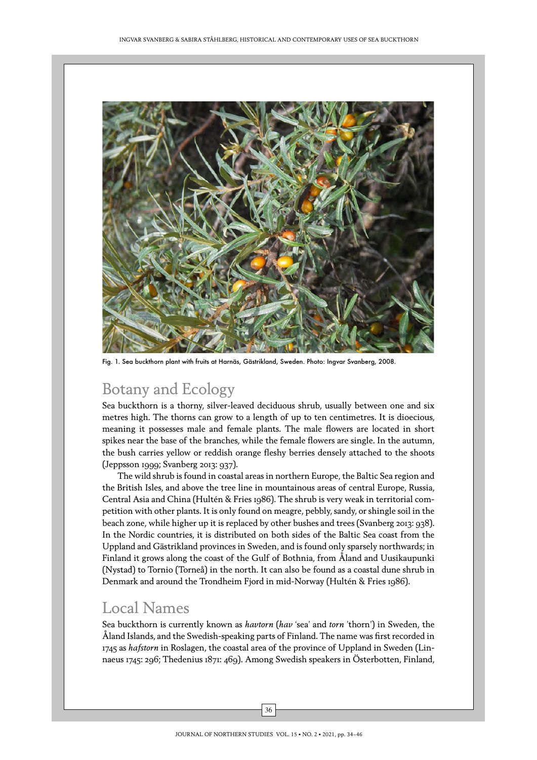Fig. 1. Sea buckthorn plant with fruits at Harnäs, Gästrikland, Sweden. Photo: Ingvar Svanberg, 2008.

## Botany and Ecology

Sea buckthorn is a thorny, silver-leaved deciduous shrub, usually between one and six metres high. The thorns can grow to a length of up to ten centimetres. It is dioecious, meaning it possesses male and female plants. The male flowers are located in short spikes near the base of the branches, while the female flowers are single. In the autumn, the bush carries yellow or reddish orange fleshy berries densely attached to the shoots (Jeppsson 1999; Svanberg 2013: 937).

The wild shrub is found in coastal areas in northern Europe, the Baltic Sea region and the British Isles, and above the tree line in mountainous areas of central Europe, Russia, Central Asia and China (Hultén & Fries 1986). The shrub is very weak in territorial competition with other plants. It is only found on meagre, pebbly, sandy, or shingle soil in the beach zone, while higher up it is replaced by other bushes and trees (Svanberg 2013: 938). In the Nordic countries, it is distributed on both sides of the Baltic Sea coast from the Uppland and Gästrikland provinces in Sweden, and is found only sparsely northwards; in Finland it grows along the coast of the Gulf of Bothnia, from Åland and Uusikaupunki (Nystad) to Tornio (Torneå) in the north. It can also be found as a coastal dune shrub in Denmark and around the Trondheim Fjord in mid-Norway (Hultén & Fries 1986).

## Local Names

Sea buckthorn is currently known as *havtorn* (*hav* 'sea' and *torn* 'thorn') in Sweden, the Åland Islands, and the Swedish-speaking parts of Finland. The name was first recorded in 1745 as *hafstorn* in Roslagen, the coastal area of the province of Uppland in Sweden (Linnaeus 1745: 296; Thedenius 1871: 469). Among Swedish speakers in Österbotten, Finland,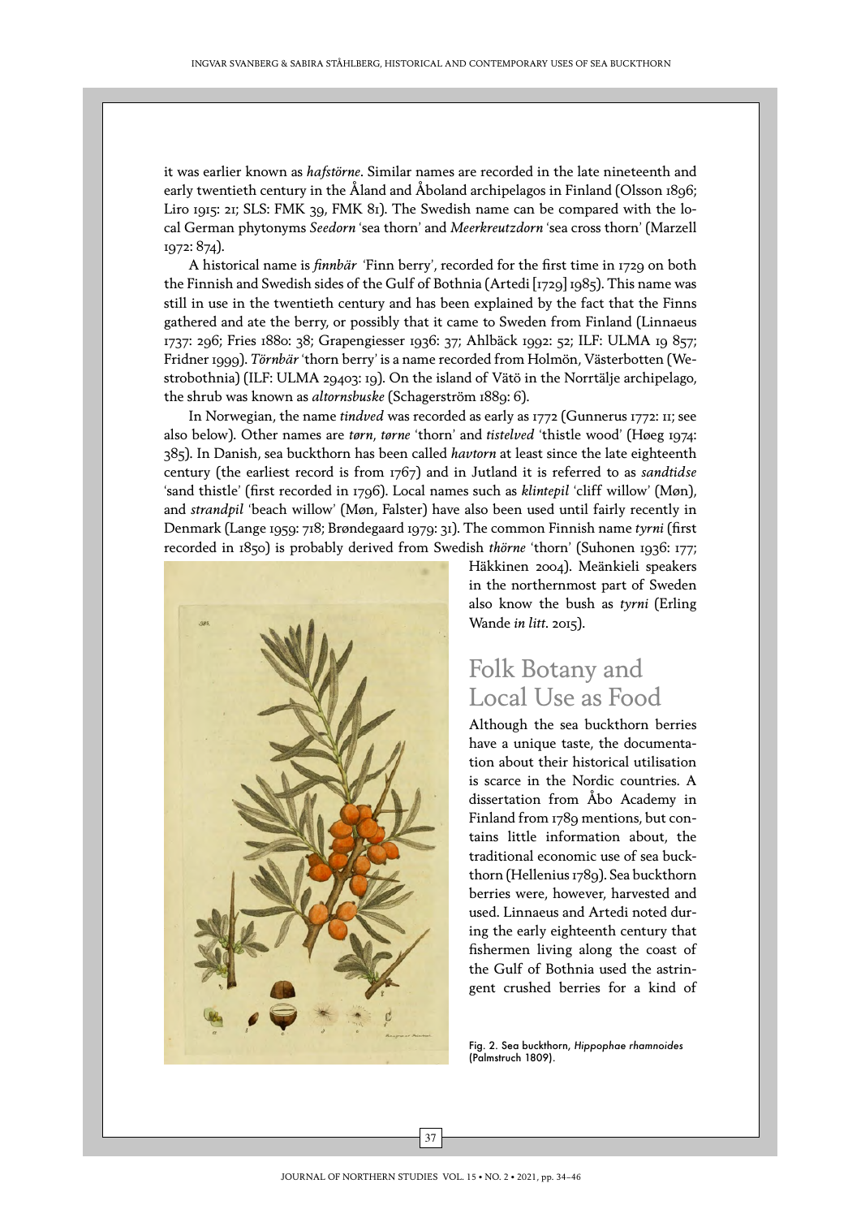it was earlier known as *hafstörne*. Similar names are recorded in the late nineteenth and early twentieth century in the Åland and Åboland archipelagos in Finland (Olsson 1896; Liro 1915: 21; SLS: FMK 39, FMK 81). The Swedish name can be compared with the local German phytonyms *Seedorn* 'sea thorn' and *Meerkreutzdorn* 'sea cross thorn' (Marzell 1972: 874).

A historical name is *finnbär* 'Finn berry', recorded for the first time in 1729 on both the Finnish and Swedish sides of the Gulf of Bothnia (Artedi [1729] 1985). This name was still in use in the twentieth century and has been explained by the fact that the Finns gathered and ate the berry, or possibly that it came to Sweden from Finland (Linnaeus 1737: 296; Fries 1880: 38; Grapengiesser 1936: 37; Ahlbäck 1992: 52; ILF: ULMA 19 857; Fridner 1999). *Törnbär* 'thorn berry' is a name recorded from Holmön, Västerbotten (Westrobothnia) (ILF: ULMA 29403: 19). On the island of Vätö in the Norrtälje archipelago, the shrub was known as *altornsbuske* (Schagerström 1889: 6).

In Norwegian, the name *tindved* was recorded as early as 1772 (Gunnerus 1772: 11; see also below). Other names are *tørn*, *tørne* 'thorn' and *tistelved* 'thistle wood' (Høeg 1974: 385). In Danish, sea buckthorn has been called *havtorn* at least since the late eighteenth century (the earliest record is from 1767) and in Jutland it is referred to as *sandtidse* 'sand thistle' (first recorded in 1796). Local names such as *klintepil* 'cliff willow' (Møn), and *strandpil* 'beach willow' (Møn, Falster) have also been used until fairly recently in Denmark (Lange 1959: 718; Brøndegaard 1979: 31). The common Finnish name *tyrni* (first recorded in 1850) is probably derived from Swedish *thörne* 'thorn' (Suhonen 1936: 177; Häkkinen 2004). Meänkieli speakers in the northernmost part of Sweden also know the bush as *tyrni* (Erling Wande *in litt*. 2015).

Fig. 2. Sea buckthorn, *Hippophae rhamnoides* (Palmstruch 1809).

## Folk Botany and Local Use as Food

Although the sea buckthorn berries have a unique taste, the documentation about their historical utilisation is scarce in the Nordic countries. A dissertation from Åbo Academy in Finland from 1789 mentions, but contains little information about, the traditional economic use of sea buckthorn (Hellenius 1789). Sea buckthorn berries were, however, harvested and used. Linnaeus and Artedi noted during the early eighteenth century that fishermen living along the coast of the Gulf of Bothnia used the astringent crushed berries for a kind of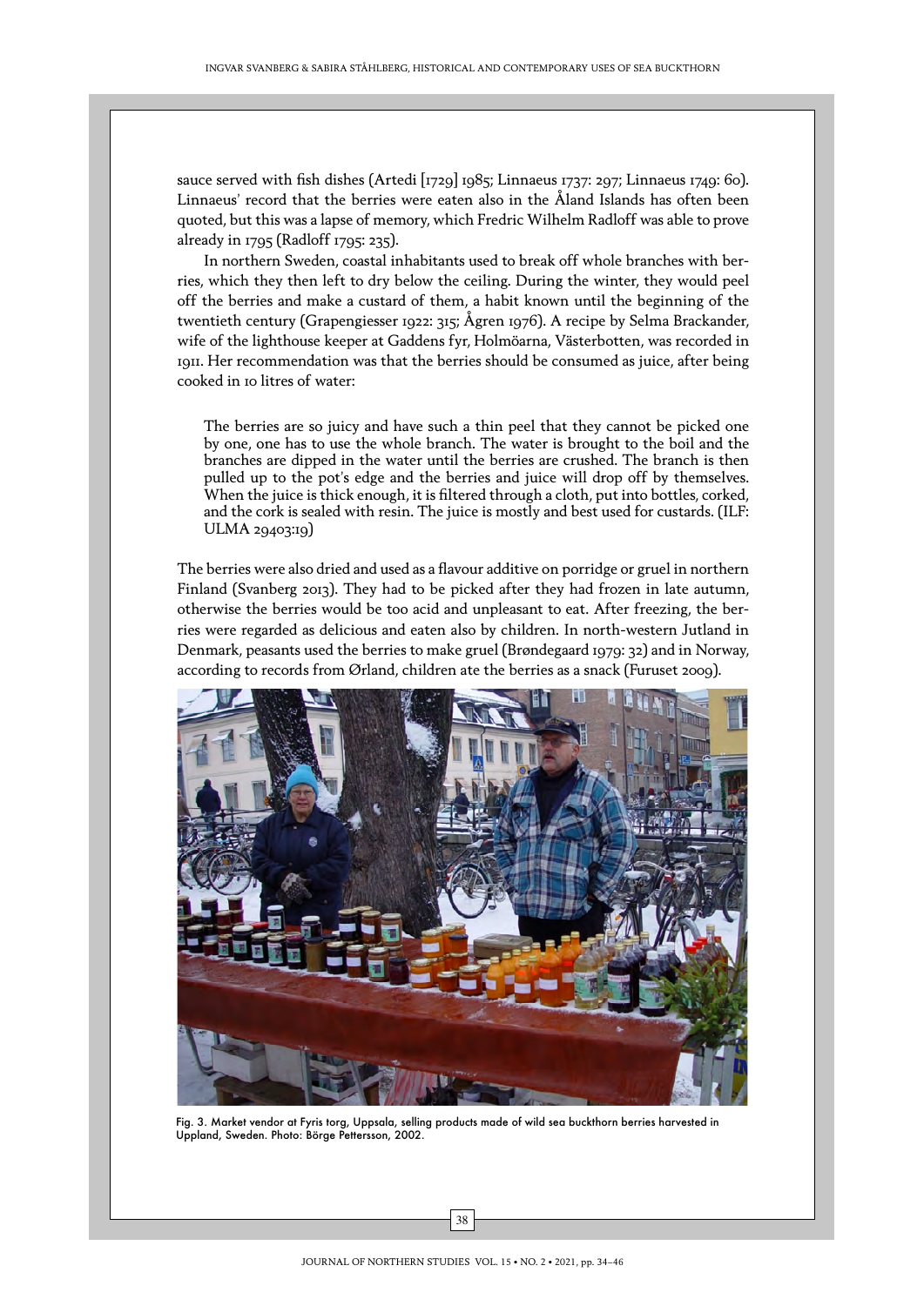sauce served with fish dishes (Artedi [1729] 1985; Linnaeus 1737: 297; Linnaeus 1749: 60). Linnaeus' record that the berries were eaten also in the Åland Islands has often been quoted, but this was a lapse of memory, which Fredric Wilhelm Radloff was able to prove already in 1795 (Radloff 1795: 235).

In northern Sweden, coastal inhabitants used to break off whole branches with berries, which they then left to dry below the ceiling. During the winter, they would peel off the berries and make a custard of them, a habit known until the beginning of the twentieth century (Grapengiesser 1922: 315; Ågren 1976). A recipe by Selma Brackander, wife of the lighthouse keeper at Gaddens fyr, Holmöarna, Västerbotten, was recorded in 1911. Her recommendation was that the berries should be consumed as juice, after being cooked in 10 litres of water:

> The berries are so juicy and have such a thin peel that they cannot be picked one by one, one has to use the whole branch. The water is brought to the boil and the branches are dipped in the water until the berries are crushed. The branch is then pulled up to the pot's edge and the berries and juice will drop off by themselves. When the juice is thick enough, it is filtered through a cloth, put into bottles, corked, and the cork is sealed with resin. The juice is mostly and best used for custards. (ILF: ULMA 29403:19)

The berries were also dried and used as a flavour additive on porridge or gruel in northern Finland (Svanberg 2013). They had to be picked after they had frozen in late autumn, otherwise the berries would be too acid and unpleasant to eat. After freezing, the berries were regarded as delicious and eaten also by children. In north-western Jutland in Denmark, peasants used the berries to make gruel (Brøndegaard 1979: 32) and in Norway, according to records from Ørland, children ate the berries as a snack (Furuset 2009).

Fig. 3. Market vendor at Fyris torg, Uppsala, selling products made of wild sea buckthorn berries harvested in Uppland, Sweden. Photo: Börge Pettersson, 2002.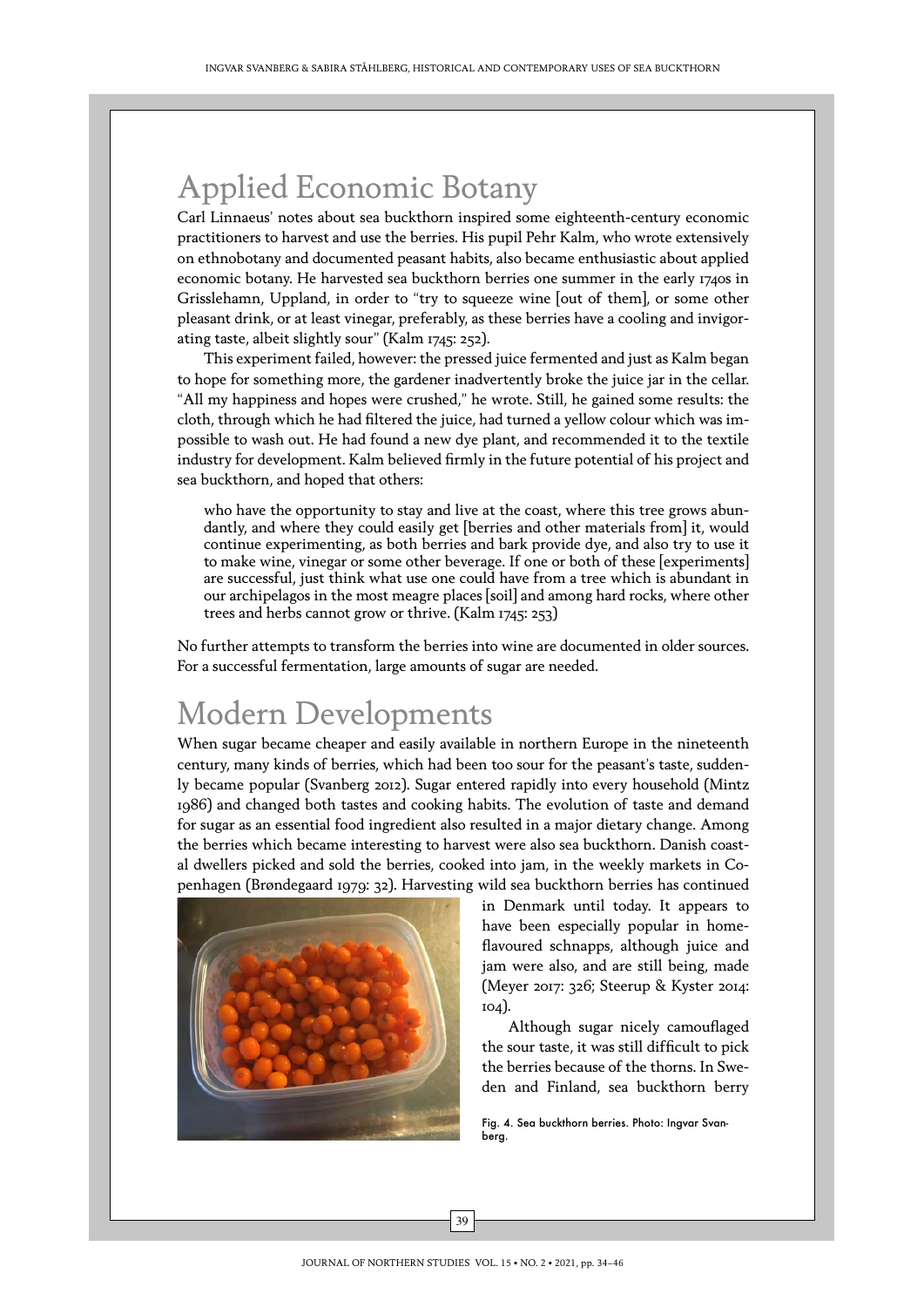## Applied Economic Botany

Carl Linnaeus' notes about sea buckthorn inspired some eighteenth-century economic practitioners to harvest and use the berries. His pupil Pehr Kalm, who wrote extensively on ethnobotany and documented peasant habits, also became enthusiastic about applied economic botany. He harvested sea buckthorn berries one summer in the early 1740s in Grisslehamn, Uppland, in order to "try to squeeze wine [out of them], or some other pleasant drink, or at least vinegar, preferably, as these berries have a cooling and invigorating taste, albeit slightly sour" (Kalm 1745: 252).

This experiment failed, however: the pressed juice fermented and just as Kalm began to hope for something more, the gardener inadvertently broke the juice jar in the cellar. "All my happiness and hopes were crushed," he wrote. Still, he gained some results: the cloth, through which he had filtered the juice, had turned a yellow colour which was impossible to wash out. He had found a new dye plant, and recommended it to the textile industry for development. Kalm believed firmly in the future potential of his project and sea buckthorn, and hoped that others:

> who have the opportunity to stay and live at the coast, where this tree grows abundantly, and where they could easily get [berries and other materials from] it, would continue experimenting, as both berries and bark provide dye, and also try to use it to make wine, vinegar or some other beverage. If one or both of these [experiments] are successful, just think what use one could have from a tree which is abundant in our archipelagos in the most meagre places [soil] and among hard rocks, where other trees and herbs cannot grow or thrive. (Kalm 1745: 253)

No further attempts to transform the berries into wine are documented in older sources. For a successful fermentation, large amounts of sugar are needed.

## Modern Developments

When sugar became cheaper and easily available in northern Europe in the nineteenth century, many kinds of berries, which had been too sour for the peasant's taste, suddenly became popular (Svanberg 2012). Sugar entered rapidly into every household (Mintz 1986) and changed both tastes and cooking habits. The evolution of taste and demand for sugar as an essential food ingredient also resulted in a major dietary change. Among the berries which became interesting to harvest were also sea buckthorn. Danish coastal dwellers picked and sold the berries, cooked into jam, in the weekly markets in Copenhagen (Brøndegaard 1979: 32). Harvesting wild sea buckthorn berries has continued in Denmark until today. It appears to have been especially popular in home-flavoured schnapps, although juice and jam were also, and are still being, made (Meyer 2017: 326; Steerup & Kyster 2014: 104).

Although sugar nicely camouflaged the sour taste, it was still difficult to pick the berries because of the thorns. In Sweden and Finland, sea buckthorn berry

Fig. 4. Sea buckthorn berries. Photo: Ingvar Svanberg.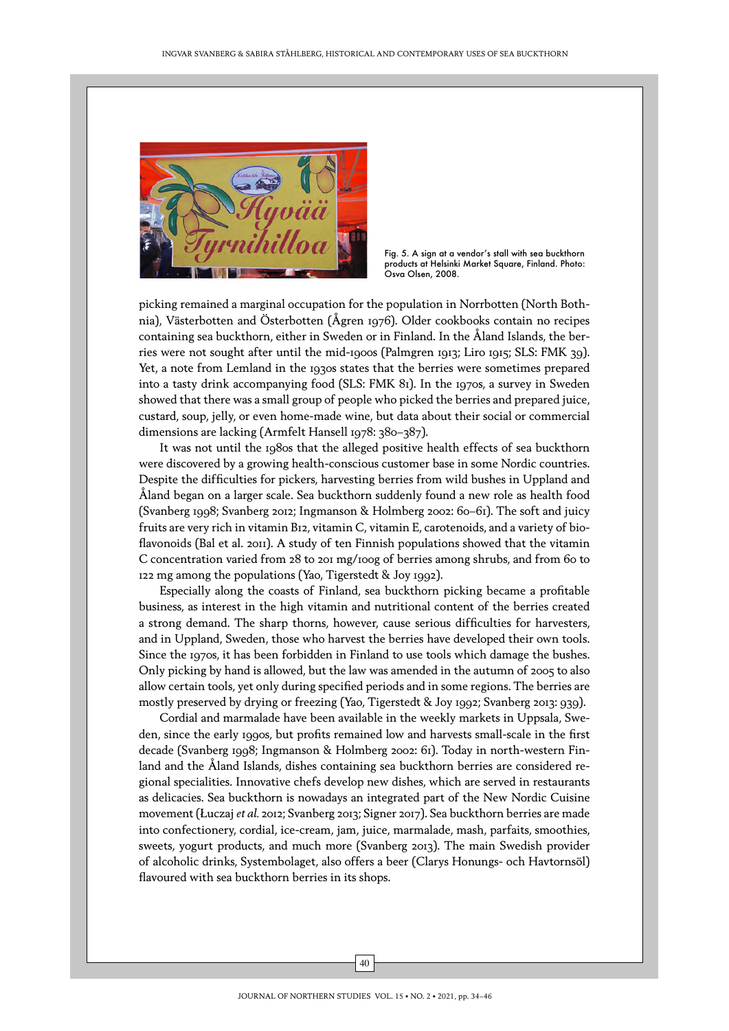Fig. 5. A sign at a vendor's stall with sea buckthorn products at Helsinki Market Square, Finland. Photo: Osva Olsen, 2008.

picking remained a marginal occupation for the population in Norrbotten (North Bothnia), Västerbotten and Österbotten (Ågren 1976). Older cookbooks contain no recipes containing sea buckthorn, either in Sweden or in Finland. In the Åland Islands, the berries were not sought after until the mid-1900s (Palmgren 1913; Liro 1915; SLS: FMK 39). Yet, a note from Lemland in the 1930s states that the berries were sometimes prepared into a tasty drink accompanying food (SLS: FMK 81). In the 1970s, a survey in Sweden showed that there was a small group of people who picked the berries and prepared juice, custard, soup, jelly, or even home-made wine, but data about their social or commercial dimensions are lacking (Armfelt Hansell 1978: 380–387).

It was not until the 1980s that the alleged positive health effects of sea buckthorn were discovered by a growing health-conscious customer base in some Nordic countries. Despite the difficulties for pickers, harvesting berries from wild bushes in Uppland and Åland began on a larger scale. Sea buckthorn suddenly found a new role as health food (Svanberg 1998; Svanberg 2012; Ingmanson & Holmberg 2002: 60–61). The soft and juicy fruits are very rich in vitamin B12, vitamin C, vitamin E, carotenoids, and a variety of bioflavonoids (Bal et al. 2011). A study of ten Finnish populations showed that the vitamin C concentration varied from 28 to 201 mg/100g of berries among shrubs, and from 60 to 122 mg among the populations (Yao, Tigerstedt & Joy 1992).

Especially along the coasts of Finland, sea buckthorn picking became a profitable business, as interest in the high vitamin and nutritional content of the berries created a strong demand. The sharp thorns, however, cause serious difficulties for harvesters, and in Uppland, Sweden, those who harvest the berries have developed their own tools. Since the 1970s, it has been forbidden in Finland to use tools which damage the bushes. Only picking by hand is allowed, but the law was amended in the autumn of 2005 to also allow certain tools, yet only during specified periods and in some regions. The berries are mostly preserved by drying or freezing (Yao, Tigerstedt & Joy 1992; Svanberg 2013: 939).

Cordial and marmalade have been available in the weekly markets in Uppsala, Sweden, since the early 1990s, but profits remained low and harvests small-scale in the first decade (Svanberg 1998; Ingmanson & Holmberg 2002: 61). Today in north-western Finland and the Åland Islands, dishes containing sea buckthorn berries are considered regional specialities. Innovative chefs develop new dishes, which are served in restaurants as delicacies. Sea buckthorn is nowadays an integrated part of the New Nordic Cuisine movement (Łuczaj *et al.* 2012; Svanberg 2013; Signer 2017). Sea buckthorn berries are made into confectionery, cordial, ice-cream, jam, juice, marmalade, mash, parfaits, smoothies, sweets, yogurt products, and much more (Svanberg 2013). The main Swedish provider of alcoholic drinks, Systembolaget, also offers a beer (Clarys Honungs- och Havtornsöl) flavoured with sea buckthorn berries in its shops.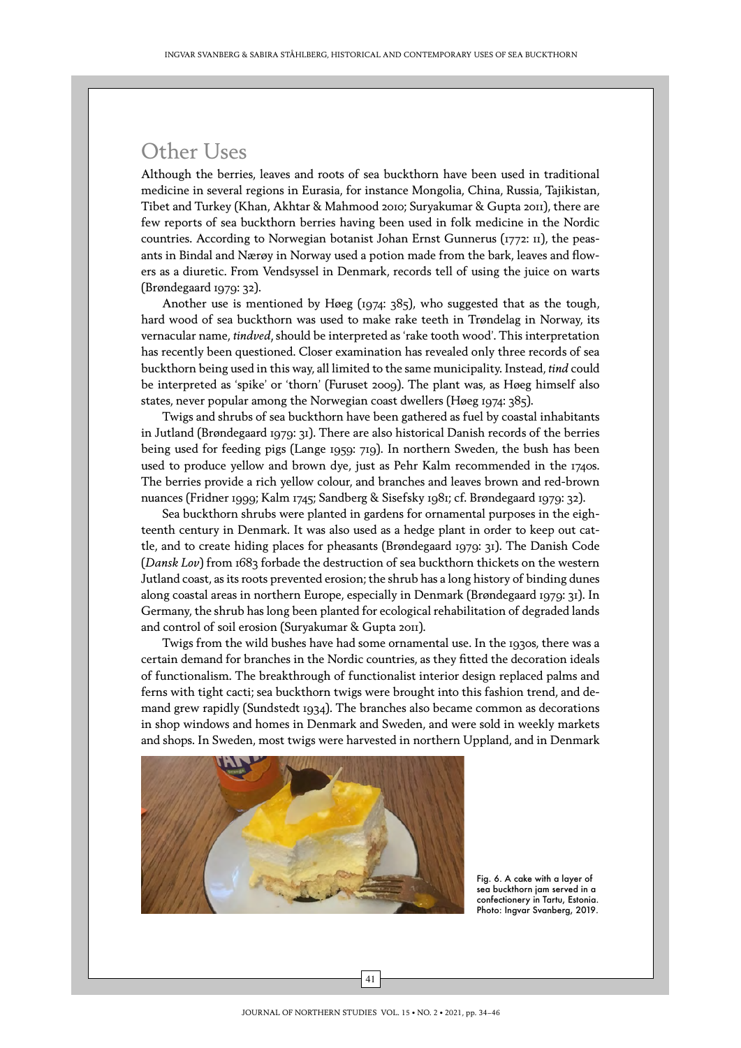## Other Uses

Although the berries, leaves and roots of sea buckthorn have been used in traditional medicine in several regions in Eurasia, for instance Mongolia, China, Russia, Tajikistan, Tibet and Turkey (Khan, Akhtar & Mahmood 2010; Suryakumar & Gupta 2011), there are few reports of sea buckthorn berries having been used in folk medicine in the Nordic countries. According to Norwegian botanist Johan Ernst Gunnerus (1772: 11), the peasants in Bindal and Nærøy in Norway used a potion made from the bark, leaves and flowers as a diuretic. From Vendsyssel in Denmark, records tell of using the juice on warts (Brøndegaard 1979: 32).

Another use is mentioned by Høeg (1974: 385), who suggested that as the tough, hard wood of sea buckthorn was used to make rake teeth in Trøndelag in Norway, its vernacular name, *tindved*, should be interpreted as 'rake tooth wood'. This interpretation has recently been questioned. Closer examination has revealed only three records of sea buckthorn being used in this way, all limited to the same municipality. Instead, *tind* could be interpreted as 'spike' or 'thorn' (Furuset 2009). The plant was, as Høeg himself also states, never popular among the Norwegian coast dwellers (Høeg 1974: 385).

Twigs and shrubs of sea buckthorn have been gathered as fuel by coastal inhabitants in Jutland (Brøndegaard 1979: 31). There are also historical Danish records of the berries being used for feeding pigs (Lange 1959: 719). In northern Sweden, the bush has been used to produce yellow and brown dye, just as Pehr Kalm recommended in the 1740s. The berries provide a rich yellow colour, and branches and leaves brown and red-brown nuances (Fridner 1999; Kalm 1745; Sandberg & Sisefsky 1981; cf. Brøndegaard 1979: 32).

Sea buckthorn shrubs were planted in gardens for ornamental purposes in the eighteenth century in Denmark. It was also used as a hedge plant in order to keep out cattle, and to create hiding places for pheasants (Brøndegaard 1979: 31). The Danish Code (*Dansk Lov*) from 1683 forbade the destruction of sea buckthorn thickets on the western Jutland coast, as its roots prevented erosion; the shrub has a long history of binding dunes along coastal areas in northern Europe, especially in Denmark (Brøndegaard 1979: 31). In Germany, the shrub has long been planted for ecological rehabilitation of degraded lands and control of soil erosion (Suryakumar & Gupta 2011).

Twigs from the wild bushes have had some ornamental use. In the 1930s, there was a certain demand for branches in the Nordic countries, as they fitted the decoration ideals of functionalism. The breakthrough of functionalist interior design replaced palms and ferns with tight cacti; sea buckthorn twigs were brought into this fashion trend, and demand grew rapidly (Sundstedt 1934). The branches also became common as decorations in shop windows and homes in Denmark and Sweden, and were sold in weekly markets and shops. In Sweden, most twigs were harvested in northern Uppland, and in Denmark

Fig. 6. A cake with a layer of sea buckthorn jam served in a confectionery in Tartu, Estonia. Photo: Ingvar Svanberg, 2019.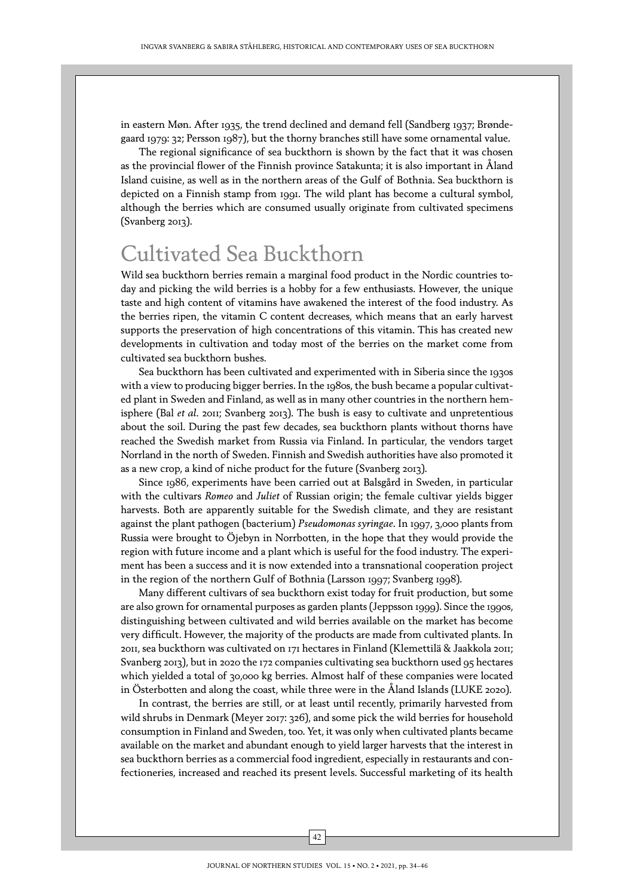in eastern Møn. After 1935, the trend declined and demand fell (Sandberg 1937; Brøndegaard 1979: 32; Persson 1987), but the thorny branches still have some ornamental value.

The regional significance of sea buckthorn is shown by the fact that it was chosen as the provincial flower of the Finnish province Satakunta; it is also important in Åland Island cuisine, as well as in the northern areas of the Gulf of Bothnia. Sea buckthorn is depicted on a Finnish stamp from 1991. The wild plant has become a cultural symbol, although the berries which are consumed usually originate from cultivated specimens (Svanberg 2013).

## Cultivated Sea Buckthorn

Wild sea buckthorn berries remain a marginal food product in the Nordic countries today and picking the wild berries is a hobby for a few enthusiasts. However, the unique taste and high content of vitamins have awakened the interest of the food industry. As the berries ripen, the vitamin C content decreases, which means that an early harvest supports the preservation of high concentrations of this vitamin. This has created new developments in cultivation and today most of the berries on the market come from cultivated sea buckthorn bushes.

Sea buckthorn has been cultivated and experimented with in Siberia since the 1930s with a view to producing bigger berries. In the 1980s, the bush became a popular cultivated plant in Sweden and Finland, as well as in many other countries in the northern hemisphere (Bal *et al*. 2011; Svanberg 2013). The bush is easy to cultivate and unpretentious about the soil. During the past few decades, sea buckthorn plants without thorns have reached the Swedish market from Russia via Finland. In particular, the vendors target Norrland in the north of Sweden. Finnish and Swedish authorities have also promoted it as a new crop, a kind of niche product for the future (Svanberg 2013).

Since 1986, experiments have been carried out at Balsgård in Sweden, in particular with the cultivars *Romeo* and *Juliet* of Russian origin; the female cultivar yields bigger harvests. Both are apparently suitable for the Swedish climate, and they are resistant against the plant pathogen (bacterium) *Pseudomonas syringae*. In 1997, 3,000 plants from Russia were brought to Öjebyn in Norrbotten, in the hope that they would provide the region with future income and a plant which is useful for the food industry. The experiment has been a success and it is now extended into a transnational cooperation project in the region of the northern Gulf of Bothnia (Larsson 1997; Svanberg 1998).

Many different cultivars of sea buckthorn exist today for fruit production, but some are also grown for ornamental purposes as garden plants (Jeppsson 1999). Since the 1990s, distinguishing between cultivated and wild berries available on the market has become very difficult. However, the majority of the products are made from cultivated plants. In 2011, sea buckthorn was cultivated on 171 hectares in Finland (Klemettilä & Jaakkola 2011; Svanberg 2013), but in 2020 the 172 companies cultivating sea buckthorn used 95 hectares which yielded a total of 30,000 kg berries. Almost half of these companies were located in Österbotten and along the coast, while three were in the Åland Islands (LUKE 2020).

In contrast, the berries are still, or at least until recently, primarily harvested from wild shrubs in Denmark (Meyer 2017: 326), and some pick the wild berries for household consumption in Finland and Sweden, too. Yet, it was only when cultivated plants became available on the market and abundant enough to yield larger harvests that the interest in sea buckthorn berries as a commercial food ingredient, especially in restaurants and confectioneries, increased and reached its present levels. Successful marketing of its health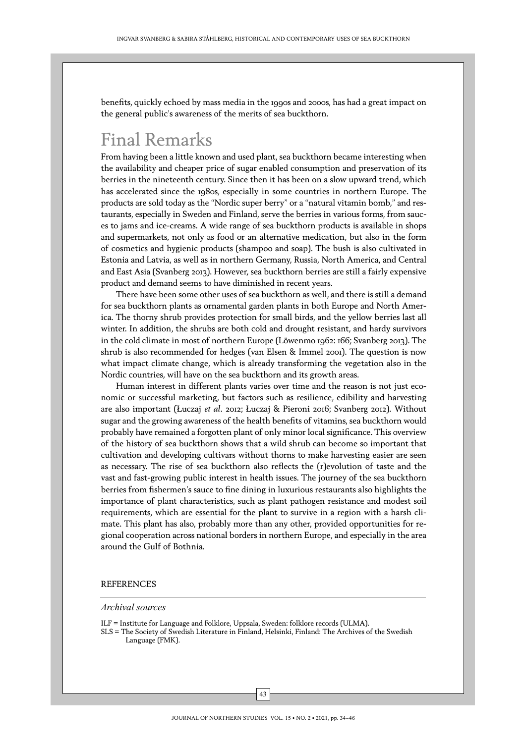benefits, quickly echoed by mass media in the 1990s and 2000s, has had a great impact on the general public's awareness of the merits of sea buckthorn.

# Final Remarks

From having been a little known and used plant, sea buckthorn became interesting when the availability and cheaper price of sugar enabled consumption and preservation of its berries in the nineteenth century. Since then it has been on a slow upward trend, which has accelerated since the 1980s, especially in some countries in northern Europe. The products are sold today as the "Nordic super berry" or a "natural vitamin bomb," and restaurants, especially in Sweden and Finland, serve the berries in various forms, from sauces to jams and ice-creams. A wide range of sea buckthorn products is available in shops and supermarkets, not only as food or an alternative medication, but also in the form of cosmetics and hygienic products (shampoo and soap). The bush is also cultivated in Estonia and Latvia, as well as in northern Germany, Russia, North America, and Central and East Asia (Svanberg 2013). However, sea buckthorn berries are still a fairly expensive product and demand seems to have diminished in recent years.

There have been some other uses of sea buckthorn as well, and there is still a demand for sea buckthorn plants as ornamental garden plants in both Europe and North America. The thorny shrub provides protection for small birds, and the yellow berries last all winter. In addition, the shrubs are both cold and drought resistant, and hardy survivors in the cold climate in most of northern Europe (Löwenmo 1962: 166; Svanberg 2013). The shrub is also recommended for hedges (van Elsen & Immel 2001). The question is now what impact climate change, which is already transforming the vegetation also in the Nordic countries, will have on the sea buckthorn and its growth areas.

Human interest in different plants varies over time and the reason is not just economic or successful marketing, but factors such as resilience, edibility and harvesting are also important (Łuczaj *et al*. 2012; Łuczaj & Pieroni 2016; Svanberg 2012). Without sugar and the growing awareness of the health benefits of vitamins, sea buckthorn would probably have remained a forgotten plant of only minor local significance. This overview of the history of sea buckthorn shows that a wild shrub can become so important that cultivation and developing cultivars without thorns to make harvesting easier are seen as necessary. The rise of sea buckthorn also reflects the (r)evolution of taste and the vast and fast-growing public interest in health issues. The journey of the sea buckthorn berries from fishermen's sauce to fine dining in luxurious restaurants also highlights the importance of plant characteristics, such as plant pathogen resistance and modest soil requirements, which are essential for the plant to survive in a region with a harsh climate. This plant has also, probably more than any other, provided opportunities for regional cooperation across national borders in northern Europe, and especially in the area around the Gulf of Bothnia.

## REFERENCES

### *Archival sources*

ILF = Institute for Language and Folklore, Uppsala, Sweden: folklore records (ULMA).

SLS = The Society of Swedish Literature in Finland, Helsinki, Finland: The Archives of the Swedish Language (FMK).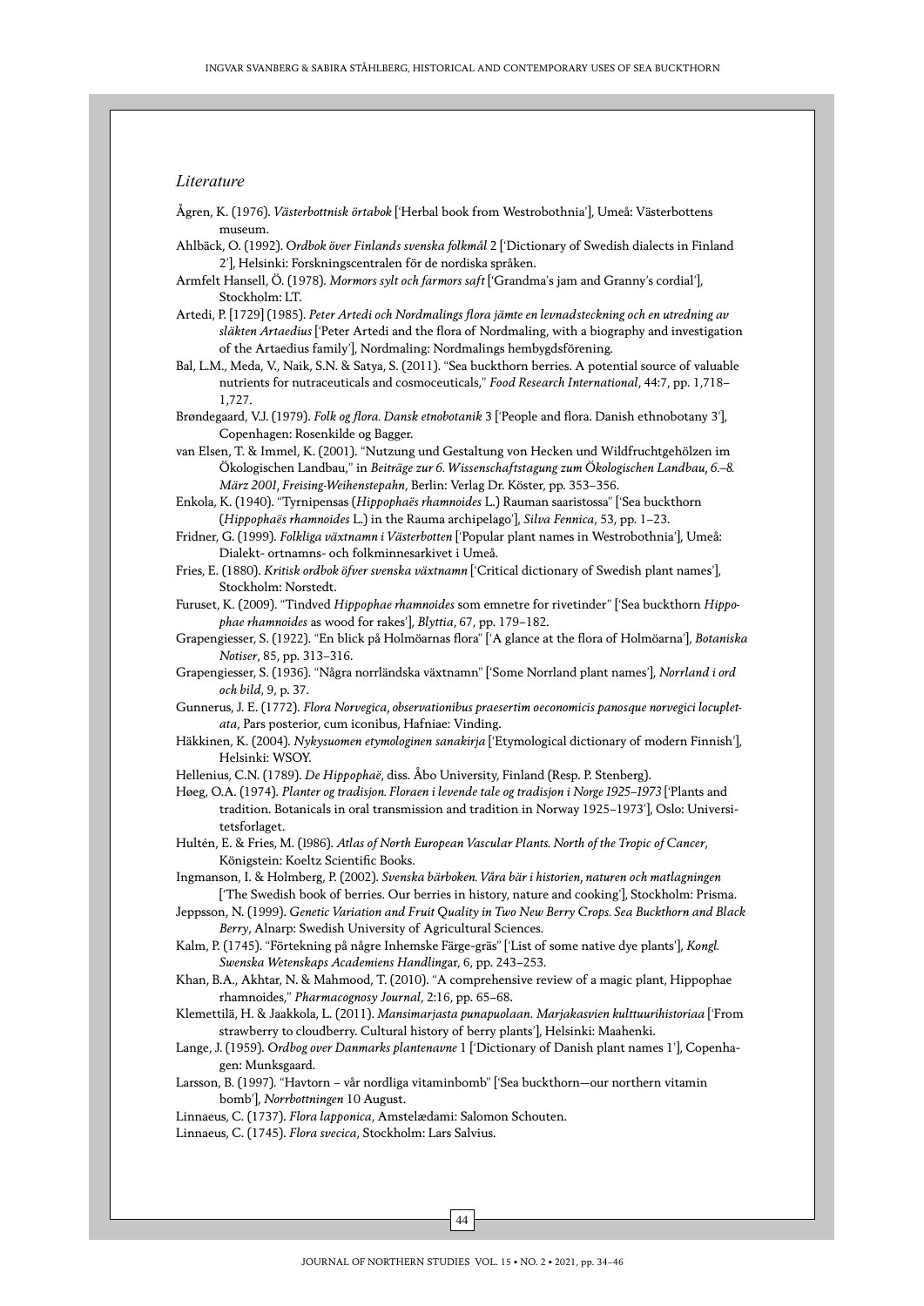## *Literature*

Ågren, K. (1976). *Västerbottnisk örtabok* ['Herbal book from Westrobothnia'], Umeå: Västerbottens museum.

Ahlbäck, O. (1992). *Ordbok över Finlands svenska folkmål* 2 ['Dictionary of Swedish dialects in Finland 2'], Helsinki: Forskningscentralen för de nordiska språken.

Armfelt Hansell, Ö. (1978). *Mormors sylt och farmors saft* ['Grandma's jam and Granny's cordial'], Stockholm: LT.

Artedi, P. [1729] (1985). *Peter Artedi och Nordmalings flora jämte en levnadsteckning och en utredning av släkten Artaedius* ['Peter Artedi and the flora of Nordmaling, with a biography and investigation of the Artaedius family'], Nordmaling: Nordmalings hembygdsförening.

Bal, L.M., Meda, V., Naik, S.N. & Satya, S. (2011). "Sea buckthorn berries. A potential source of valuable nutrients for nutraceuticals and cosmoceuticals," *Food Research International*, 44:7, pp. 1,718–1,727.

Brøndegaard, V.J. (1979). *Folk og flora. Dansk etnobotanik* 3 ['People and flora. Danish ethnobotany 3'], Copenhagen: Rosenkilde og Bagger.

van Elsen, T. & Immel, K. (2001). "Nutzung und Gestaltung von Hecken und Wildfruchtgehölzen im Ökologischen Landbau," in *Beiträge zur 6. Wissenschaftstagung zum Ökologischen Landbau, 6.–8. März 2001, Freising-Weihenstephan*, Berlin: Verlag Dr. Köster, pp. 353–356.

Enkola, K. (1940). "Tyrnipensas (*Hippophaës rhamnoides* L.) Rauman saaristossa" ['Sea buckthorn (*Hippophaës rhamnoides* L.) in the Rauma archipelago'], *Silva Fennica*, 53, pp. 1–23.

Fridner, G. (1999). *Folkliga växtnamn i Västerbotten* ['Popular plant names in Westrobothnia'], Umeå: Dialekt- ortnamns- och folkminnesarkivet i Umeå.

Fries, E. (1880). *Kritisk ordbok öfver svenska växtnamn* ['Critical dictionary of Swedish plant names'], Stockholm: Norstedt.

Furuset, K. (2009). "Tindved *Hippophae rhamnoides* som emnetre for rivetinder" ['Sea buckthorn *Hippophae rhamnoides* as wood for rakes'], *Blyttia*, 67, pp. 179–182.

Grapengiesser, S. (1922). "En blick på Holmöarnas flora" ['A glance at the flora of Holmöarna'], *Botaniska Notiser*, 85, pp. 313–316.

Grapengiesser, S. (1936). "Några norrländska växtnamn" ['Some Norrland plant names'], *Norrland i ord och bild*, 9, p. 37.

Gunnerus, J. E. (1772). *Flora Norvegica, observationibus praesertim oeconomicis panosque norvegici locupletata*, Pars posterior, cum iconibus, Hafniae: Vinding.

Häkkinen, K. (2004). *Nykysuomen etymologinen sanakirja* ['Etymological dictionary of modern Finnish'], Helsinki: WSOY.

Hellenius, C.N. (1789). *De Hippophaë*, diss. Åbo University, Finland (Resp. P. Stenberg).

Høeg, O.A. (1974). *Planter og tradisjon. Floraen i levende tale og tradisjon i Norge 1925–1973* ['Plants and tradition. Botanicals in oral transmission and tradition in Norway 1925–1973'], Oslo: Universitetsforlaget.

Hultén, E. & Fries, M. (1986). *Atlas of North European Vascular Plants. North of the Tropic of Cancer*, Königstein: Koeltz Scientific Books.

Ingmanson, I. & Holmberg, P. (2002). *Svenska bärboken. Våra bär i historien, naturen och matlagningen* ['The Swedish book of berries. Our berries in history, nature and cooking'], Stockholm: Prisma.

Jeppsson, N. (1999). *Genetic Variation and Fruit Quality in Two New Berry Crops. Sea Buckthorn and Black Berry*, Alnarp: Swedish University of Agricultural Sciences.

Kalm, P. (1745). "Förtekning på några Inhemske Färge-gräs" ['List of some native dye plants'], *Kongl. Swenska Wetenskaps Academiens Handlingar*, 6, pp. 243–253.

Khan, B.A., Akhtar, N. & Mahmood, T. (2010). "A comprehensive review of a magic plant, Hippophae rhamnoides," *Pharmacognosy Journal*, 2:16, pp. 65–68.

Klemettilä, H. & Jaakkola, L. (2011). *Mansimarjasta punapuolaan. Marjakasvien kulttuurihistoriaa* ['From strawberry to cloudberry. Cultural history of berry plants'], Helsinki: Maahenki.

Lange, J. (1959). *Ordbog over Danmarks plantenavne* 1 ['Dictionary of Danish plant names 1'], Copenhagen: Munksgaard.

Larsson, B. (1997). "Havtorn – vår nordliga vitaminbomb" ['Sea buckthorn—our northern vitamin bomb'], *Norrbottningen* 10 August.

Linnaeus, C. (1737). *Flora lapponica*, Amstelædami: Salomon Schouten.

Linnaeus, C. (1745). *Flora svecica*, Stockholm: Lars Salvius.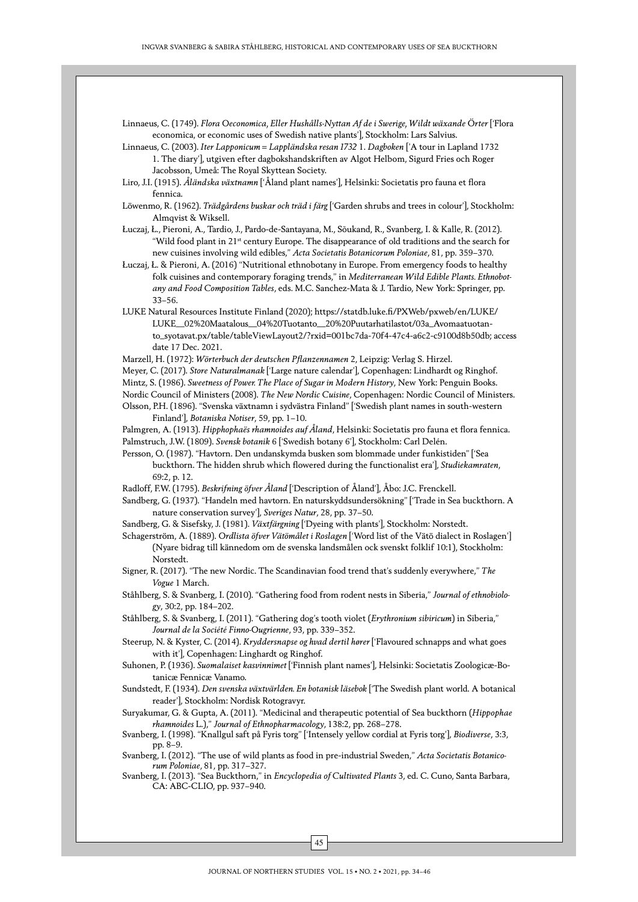Linnaeus, C. (1749). *Flora Oeconomica, Eller Hushålls-Nyttan Af de i Swerige, Wildt wäxande Örter* ['Flora economica, or economic uses of Swedish native plants'], Stockholm: Lars Salvius.

Linnaeus, C. (2003). *Iter Lapponicum = Lappländska resan 1732 1. Dagboken* ['A tour in Lapland 1732 1. The diary'], utgiven efter dagbokshandskriften av Algot Helbom, Sigurd Fries och Roger Jacobsson, Umeå: The Royal Skyttean Society.

Liro, J.I. (1915). *Åländska växtnamn* ['Åland plant names'], Helsinki: Societatis pro fauna et flora fennica.

Löwenmo, R. (1962). *Trädgårdens buskar och träd i färg* ['Garden shrubs and trees in colour'], Stockholm: Almqvist & Wiksell.

Łuczaj, Ł., Pieroni, A., Tardio, J., Pardo-de-Santayana, M., Sõukand, R., Svanberg, I. & Kalle, R. (2012). "Wild food plant in 21st century Europe. The disappearance of old traditions and the search for new cuisines involving wild edibles," *Acta Societatis Botanicorum Poloniae*, 81, pp. 359–370.

Łuczaj, Ł. & Pieroni, A. (2016) "Nutritional ethnobotany in Europe. From emergency foods to healthy folk cuisines and contemporary foraging trends," in *Mediterranean Wild Edible Plants. Ethnobotany and Food Composition Tables*, eds. M.C. Sanchez-Mata & J. Tardío, New York: Springer, pp. 33–56.

LUKE Natural Resources Institute Finland (2020); https://statdb.luke.fi/PXWeb/pxweb/en/LUKE/LUKE__02%20Maatalous__04%20Tuotanto__20%20Puutarhatilastot/03a_Avomaatuotanto_syotavat.px/table/tableViewLayout2/?rxid=001bc7da-70f4-47c4-a6c2-c9100d8b50db; access date 17 Dec. 2021.

Marzell, H. (1972): *Wörterbuch der deutschen Pflanzennamen* 2, Leipzig: Verlag S. Hirzel.

Meyer, C. (2017). *Store Naturalmanak* ['Large nature calendar'], Copenhagen: Lindhardt og Ringhof.

Mintz, S. (1986). *Sweetness of Power. The Place of Sugar in Modern History*, New York: Penguin Books.

Nordic Council of Ministers (2008). *The New Nordic Cuisine*, Copenhagen: Nordic Council of Ministers.

Olsson, P.H. (1896). "Svenska växtnamn i sydvästra Finland" ['Swedish plant names in south-western Finland'], *Botaniska Notiser*, 59, pp. 1–10.

Palmgren, A. (1913). *Hipphophaës rhamnoides auf Åland*, Helsinki: Societatis pro fauna et flora fennica.

Palmstruch, J.W. (1809). *Svensk botanik* 6 ['Swedish botany 6'], Stockholm: Carl Delén.

Persson, O. (1987). "Havtorn. Den undanskymda busken som blommade under funkistiden" ['Sea buckthorn. The hidden shrub which flowered during the functionalist era'], *Studiekamraten*, 69:2, p. 12.

Radloff, F.W. (1795). *Beskrifning öfver Åland* ['Description of Åland'], Åbo: J.C. Frenckell.

Sandberg, G. (1937). "Handeln med havtorn. En naturskyddsundersökning" ['Trade in Sea buckthorn. A nature conservation survey'], *Sveriges Natur*, 28, pp. 37–50.

Sandberg, G. & Sisefsky, J. (1981). *Växtfärgning* ['Dyeing with plants'], Stockholm: Norstedt.

Schagerström, A. (1889). *Ordlista öfver Vätömålet i Roslagen* ['Word list of the Vätö dialect in Roslagen'] (Nyare bidrag till kännedom om de svenska landsmålen ock svenskt folklif 10:1), Stockholm: Norstedt.

Signer, R. (2017). "The new Nordic. The Scandinavian food trend that's suddenly everywhere," *The Vogue* 1 March.

Ståhlberg, S. & Svanberg, I. (2010). "Gathering food from rodent nests in Siberia," *Journal of ethnobiology*, 30:2, pp. 184–202.

Ståhlberg, S. & Svanberg, I. (2011). "Gathering dog's tooth violet (*Erythronium sibiricum*) in Siberia," *Journal de la Société Finno-Ougrienne*, 93, pp. 339–352.

Steerup, N. & Kyster, C. (2014). *Kryddersnapse og hvad dertil hører* ['Flavoured schnapps and what goes with it'], Copenhagen: Linghardt og Ringhof.

Suhonen, P. (1936). *Suomalaiset kasvinnimet* ['Finnish plant names'], Helsinki: Societatis Zoologicæ-Botanicæ Fennicæ Vanamo.

Sundstedt, F. (1934). *Den svenska växtvärlden. En botanisk läsebok* ['The Swedish plant world. A botanical reader'], Stockholm: Nordisk Rotogravyr.

Suryakumar, G. & Gupta, A. (2011). "Medicinal and therapeutic potential of Sea buckthorn (*Hippophae rhamnoides* L.)," *Journal of Ethnopharmacology*, 138:2, pp. 268–278.

Svanberg, I. (1998). "Knallgul saft på Fyris torg" ['Intensely yellow cordial at Fyris torg'], *Biodiverse*, 3:3, pp. 8–9.

Svanberg, I. (2012). "The use of wild plants as food in pre-industrial Sweden," *Acta Societatis Botanicorum Poloniae*, 81, pp. 317–327.

Svanberg, I. (2013). "Sea Buckthorn," in *Encyclopedia of Cultivated Plants* 3, ed. C. Cuno, Santa Barbara, CA: ABC-CLIO, pp. 937–940.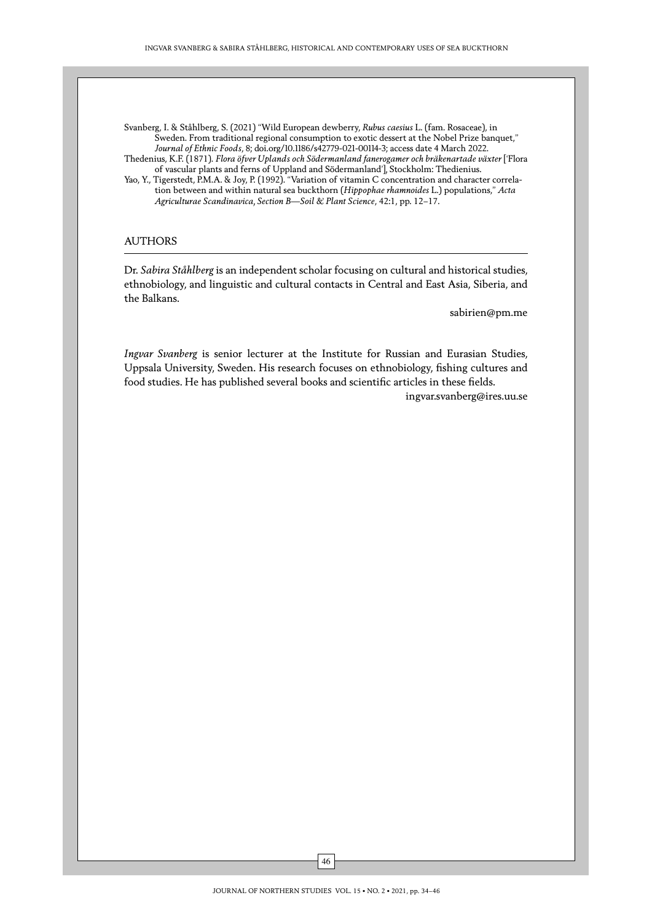Svanberg, I. & Ståhlberg, S. (2021) "Wild European dewberry, *Rubus caesius* L. (fam. Rosaceae), in Sweden. From traditional regional consumption to exotic dessert at the Nobel Prize banquet," *Journal of Ethnic Foods*, 8; doi.org/10.1186/s42779-021-00114-3; access date 4 March 2022.

Thedenius, K.F. (1871). *Flora öfver Uplands och Södermanland fanerogamer och bräkenartade växter* ['Flora of vascular plants and ferns of Uppland and Södermanland'], Stockholm: Thedienius.

Yao, Y., Tigerstedt, P.M.A. & Joy, P. (1992). "Variation of vitamin C concentration and character correlation between and within natural sea buckthorn (*Hippophae rhamnoides* L.) populations," *Acta Agriculturae Scandinavica*, *Section B—Soil & Plant Science*, 42:1, pp. 12–17.

## AUTHORS

Dr. *Sabira Ståhlberg* is an independent scholar focusing on cultural and historical studies, ethnobiology, and linguistic and cultural contacts in Central and East Asia, Siberia, and the Balkans.

sabirien@pm.me

*Ingvar Svanberg* is senior lecturer at the Institute for Russian and Eurasian Studies, Uppsala University, Sweden. His research focuses on ethnobiology, fishing cultures and food studies. He has published several books and scientific articles in these fields.

ingvar.svanberg@ires.uu.se